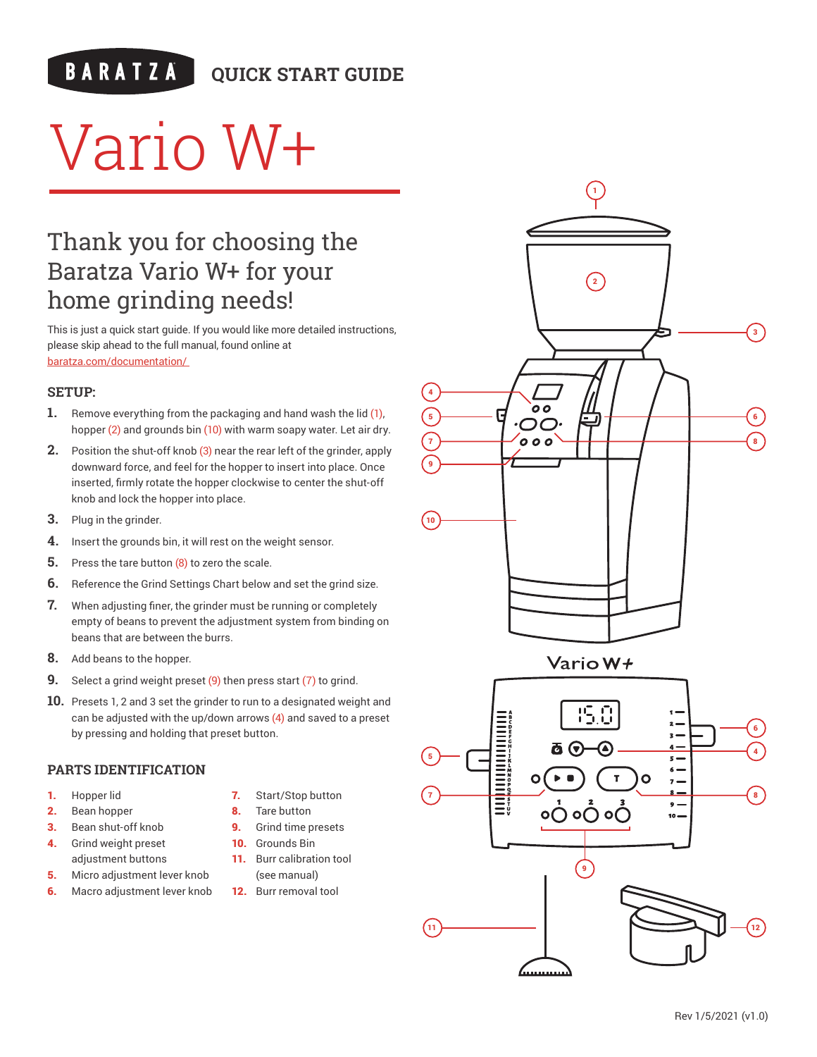BARATZA QUICK START GUIDE

# Vario W+

## Thank you for choosing the Baratza Vario W+ for your home grinding needs!

This is just a quick start guide. If you would like more detailed instructions, please skip ahead to the full manual, found online at baratza.com/documentation/

### SETUP:

1. Remove everything from the packaging and hand wash the lid (1), hopper (2) and grounds bin (10) with warm soapy water. Let air dry.
2. Position the shut-off knob (3) near the rear left of the grinder, apply downward force, and feel for the hopper to insert into place. Once inserted, firmly rotate the hopper clockwise to center the shut-off knob and lock the hopper into place.
3. Plug in the grinder.
4. Insert the grounds bin, it will rest on the weight sensor.
5. Press the tare button (8) to zero the scale.
6. Reference the Grind Settings Chart below and set the grind size.
7. When adjusting finer, the grinder must be running or completely empty of beans to prevent the adjustment system from binding on beans that are between the burrs.
8. Add beans to the hopper.
9. Select a grind weight preset (9) then press start (7) to grind.
10. Presets 1, 2 and 3 set the grinder to run to a designated weight and can be adjusted with the up/down arrows (4) and saved to a preset by pressing and holding that preset button.

### PARTS IDENTIFICATION

1. Hopper lid
2. Bean hopper
3. Bean shut-off knob
4. Grind weight preset adjustment buttons
5. Micro adjustment lever knob
6. Macro adjustment lever knob
7. Start/Stop button
8. Tare button
9. Grind time presets
10. Grounds Bin
11. Burr calibration tool (see manual)
12. Burr removal tool

Rev 1/5/2021 (v1.0)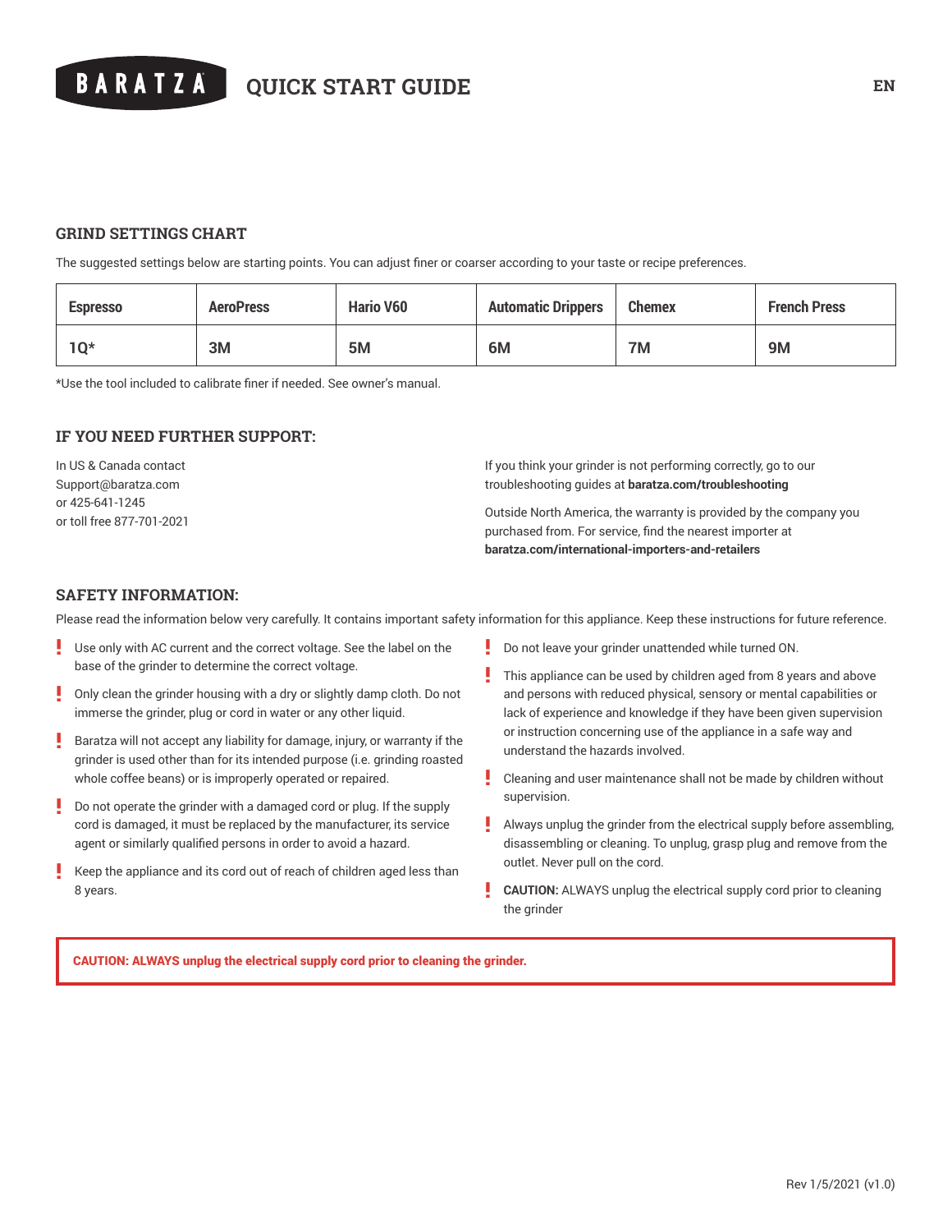# BARATZA QUICK START GUIDE

EN

## GRIND SETTINGS CHART

The suggested settings below are starting points. You can adjust finer or coarser according to your taste or recipe preferences.

| Espresso | AeroPress | Hario V60 | Automatic Drippers | Chemex | French Press |
| --- | --- | --- | --- | --- | --- |
| 1Q* | 3M | 5M | 6M | 7M | 9M |

*Use the tool included to calibrate finer if needed. See owner's manual.

## IF YOU NEED FURTHER SUPPORT:

In US & Canada contact
Support@baratza.com
or 425-641-1245
or toll free 877-701-2021

If you think your grinder is not performing correctly, go to our troubleshooting guides at **baratza.com/troubleshooting**

Outside North America, the warranty is provided by the company you purchased from. For service, find the nearest importer at **baratza.com/international-importers-and-retailers**

## SAFETY INFORMATION:

Please read the information below very carefully. It contains important safety information for this appliance. Keep these instructions for future reference.

- Use only with AC current and the correct voltage. See the label on the base of the grinder to determine the correct voltage.
- Only clean the grinder housing with a dry or slightly damp cloth. Do not immerse the grinder, plug or cord in water or any other liquid.
- Baratza will not accept any liability for damage, injury, or warranty if the grinder is used other than for its intended purpose (i.e. grinding roasted whole coffee beans) or is improperly operated or repaired.
- Do not operate the grinder with a damaged cord or plug. If the supply cord is damaged, it must be replaced by the manufacturer, its service agent or similarly qualified persons in order to avoid a hazard.
- Keep the appliance and its cord out of reach of children aged less than 8 years.
- Do not leave your grinder unattended while turned ON.
- This appliance can be used by children aged from 8 years and above and persons with reduced physical, sensory or mental capabilities or lack of experience and knowledge if they have been given supervision or instruction concerning use of the appliance in a safe way and understand the hazards involved.
- Cleaning and user maintenance shall not be made by children without supervision.
- Always unplug the grinder from the electrical supply before assembling, disassembling or cleaning. To unplug, grasp plug and remove from the outlet. Never pull on the cord.
- **CAUTION:** ALWAYS unplug the electrical supply cord prior to cleaning the grinder

**CAUTION: ALWAYS unplug the electrical supply cord prior to cleaning the grinder.**

Rev 1/5/2021 (v1.0)